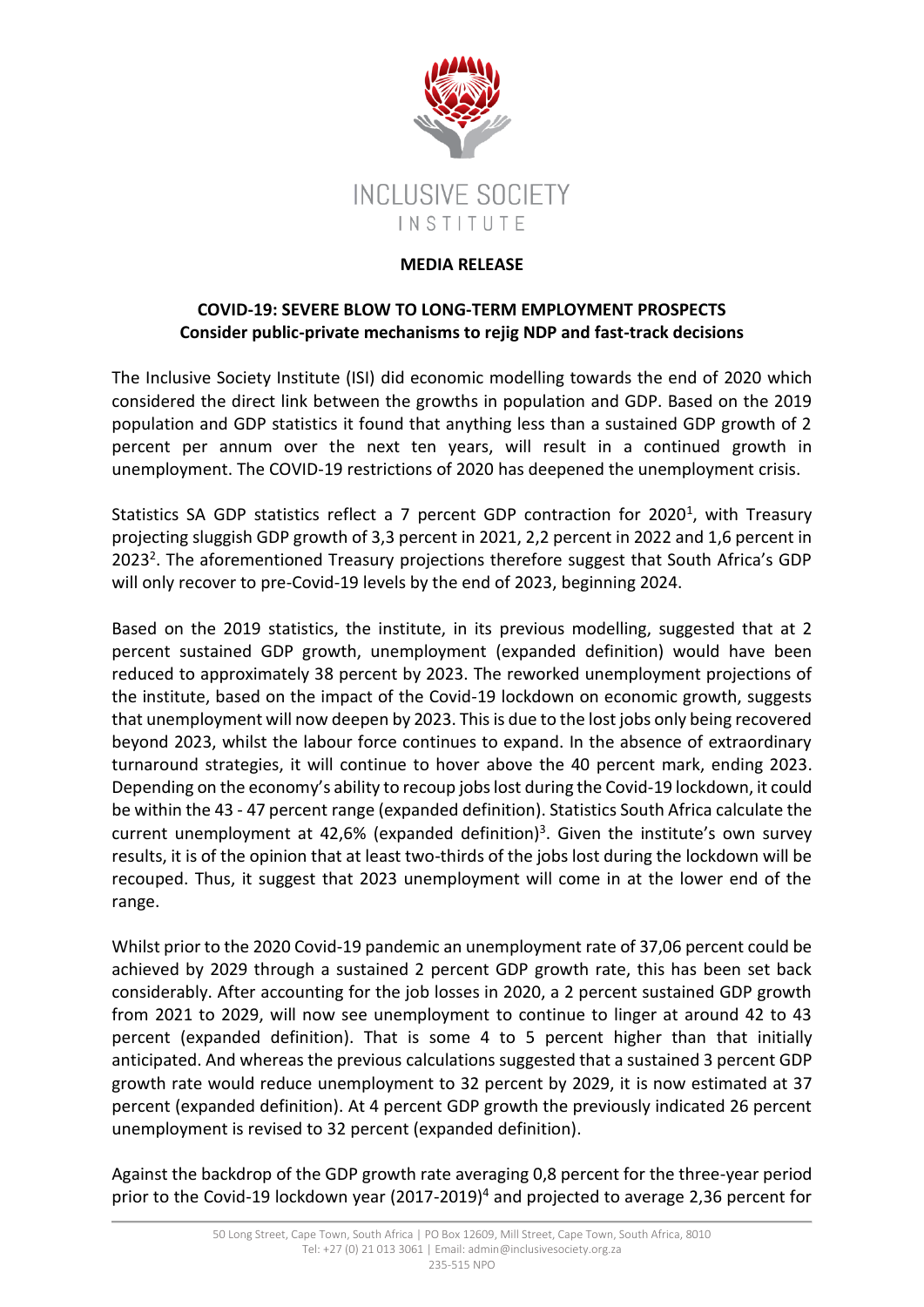INCLUSIVE SOCIETY INSTITUTE

**MEDIA RELEASE**

**COVID-19: SEVERE BLOW TO LONG-TERM EMPLOYMENT PROSPECTS**
**Consider public-private mechanisms to rejig NDP and fast-track decisions**

The Inclusive Society Institute (ISI) did economic modelling towards the end of 2020 which considered the direct link between the growths in population and GDP. Based on the 2019 population and GDP statistics it found that anything less than a sustained GDP growth of 2 percent per annum over the next ten years, will result in a continued growth in unemployment. The COVID-19 restrictions of 2020 has deepened the unemployment crisis.

Statistics SA GDP statistics reflect a 7 percent GDP contraction for 2020[1], with Treasury projecting sluggish GDP growth of 3,3 percent in 2021, 2,2 percent in 2022 and 1,6 percent in 2023[2]. The aforementioned Treasury projections therefore suggest that South Africa's GDP will only recover to pre-Covid-19 levels by the end of 2023, beginning 2024.

Based on the 2019 statistics, the institute, in its previous modelling, suggested that at 2 percent sustained GDP growth, unemployment (expanded definition) would have been reduced to approximately 38 percent by 2023. The reworked unemployment projections of the institute, based on the impact of the Covid-19 lockdown on economic growth, suggests that unemployment will now deepen by 2023. This is due to the lost jobs only being recovered beyond 2023, whilst the labour force continues to expand. In the absence of extraordinary turnaround strategies, it will continue to hover above the 40 percent mark, ending 2023. Depending on the economy's ability to recoup jobs lost during the Covid-19 lockdown, it could be within the 43 - 47 percent range (expanded definition). Statistics South Africa calculate the current unemployment at 42,6% (expanded definition)[3]. Given the institute's own survey results, it is of the opinion that at least two-thirds of the jobs lost during the lockdown will be recouped. Thus, it suggest that 2023 unemployment will come in at the lower end of the range.

Whilst prior to the 2020 Covid-19 pandemic an unemployment rate of 37,06 percent could be achieved by 2029 through a sustained 2 percent GDP growth rate, this has been set back considerably. After accounting for the job losses in 2020, a 2 percent sustained GDP growth from 2021 to 2029, will now see unemployment to continue to linger at around 42 to 43 percent (expanded definition). That is some 4 to 5 percent higher than that initially anticipated. And whereas the previous calculations suggested that a sustained 3 percent GDP growth rate would reduce unemployment to 32 percent by 2029, it is now estimated at 37 percent (expanded definition). At 4 percent GDP growth the previously indicated 26 percent unemployment is revised to 32 percent (expanded definition).

Against the backdrop of the GDP growth rate averaging 0,8 percent for the three-year period prior to the Covid-19 lockdown year (2017-2019)[4] and projected to average 2,36 percent for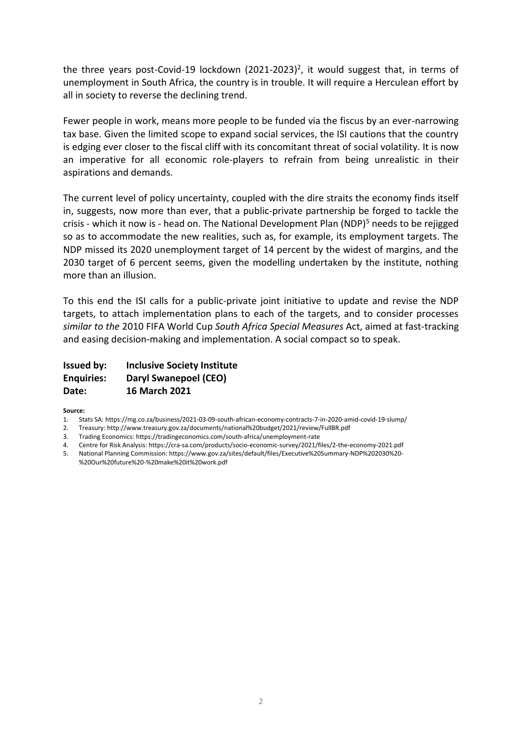the three years post-Covid-19 lockdown (2021-2023)[2], it would suggest that, in terms of unemployment in South Africa, the country is in trouble. It will require a Herculean effort by all in society to reverse the declining trend.

Fewer people in work, means more people to be funded via the fiscus by an ever-narrowing tax base. Given the limited scope to expand social services, the ISI cautions that the country is edging ever closer to the fiscal cliff with its concomitant threat of social volatility. It is now an imperative for all economic role-players to refrain from being unrealistic in their aspirations and demands.

The current level of policy uncertainty, coupled with the dire straits the economy finds itself in, suggests, now more than ever, that a public-private partnership be forged to tackle the crisis - which it now is - head on. The National Development Plan (NDP)[5] needs to be rejigged so as to accommodate the new realities, such as, for example, its employment targets. The NDP missed its 2020 unemployment target of 14 percent by the widest of margins, and the 2030 target of 6 percent seems, given the modelling undertaken by the institute, nothing more than an illusion.

To this end the ISI calls for a public-private joint initiative to update and revise the NDP targets, to attach implementation plans to each of the targets, and to consider processes *similar to the* 2010 FIFA World Cup *South Africa Special Measures* Act, aimed at fast-tracking and easing decision-making and implementation. A social compact so to speak.

| | |
|---|---|
| **Issued by:** | **Inclusive Society Institute** |
| **Enquiries:** | **Daryl Swanepoel (CEO)** |
| **Date:** | **16 March 2021** |

**Source:**

1. Stats SA: https://mg.co.za/business/2021-03-09-south-african-economy-contracts-7-in-2020-amid-covid-19-slump/
2. Treasury: http://www.treasury.gov.za/documents/national%20budget/2021/review/FullBR.pdf
3. Trading Economics: https://tradingeconomics.com/south-africa/unemployment-rate
4. Centre for Risk Analysis: https://cra-sa.com/products/socio-economic-survey/2021/files/2-the-economy-2021.pdf
5. National Planning Commission: https://www.gov.za/sites/default/files/Executive%20Summary-NDP%202030%20-%20Our%20future%20-%20make%20it%20work.pdf